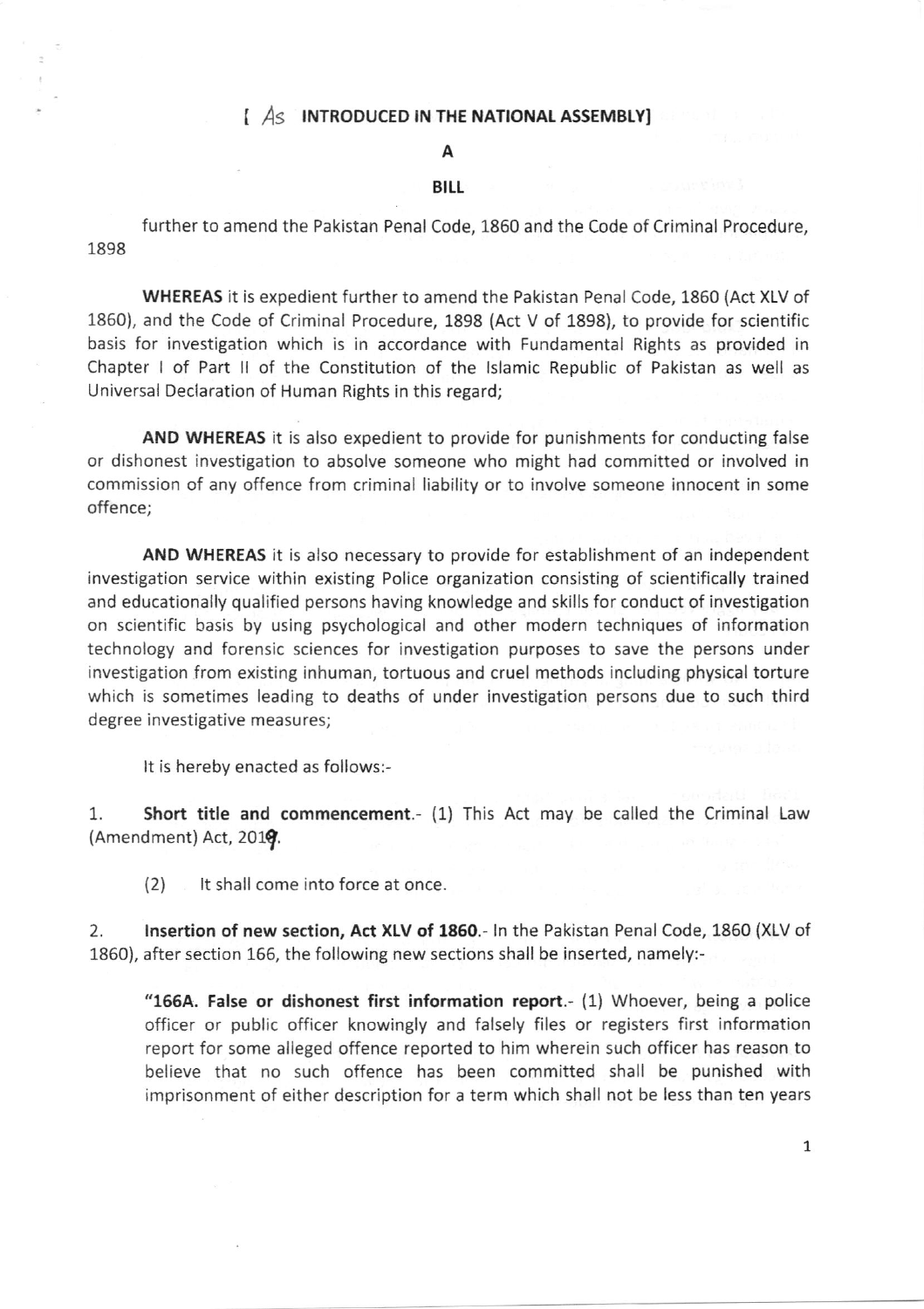[ As INTRODUCED IN THE NATIONAL ASSEMBLY]

# A

# BILL

further to amend the Pakistan Penal Code, 1860 and the Code of Criminal Procedure, 1898

**WHEREAS** it is expedient further to amend the Pakistan Penal Code, 1860 (Act XLV of 1860), and the Code of Criminal Procedure, 1898 (Act V of 1898), to provide for scientific basis for investigation which is in accordance with Fundamental Rights as provided in Chapter I of Part II of the Constitution of the Islamic Republic of Pakistan as well as Universal Declaration of Human Rights in this regard;

**AND WHEREAS** it is also expedient to provide for punishments for conducting false or dishonest investigation to absolve someone who might had committed or involved in commission of any offence from criminal liability or to involve someone innocent in some offence;

**AND WHEREAS** it is also necessary to provide for establishment of an independent investigation service within existing Police organization consisting of scientifically trained and educationally qualified persons having knowledge and skills for conduct of investigation on scientific basis by using psychological and other modern techniques of information technology and forensic sciences for investigation purposes to save the persons under investigation from existing inhuman, tortuous and cruel methods including physical torture which is sometimes leading to deaths of under investigation persons due to such third degree investigative measures;

It is hereby enacted as follows:-

1. **Short title and commencement**.- (1) This Act may be called the Criminal Law (Amendment) Act, 2019.

   (2) It shall come into force at once.

2. **Insertion of new section, Act XLV of 1860**.- In the Pakistan Penal Code, 1860 (XLV of 1860), after section 166, the following new sections shall be inserted, namely:-

   **"166A. False or dishonest first information report**.- (1) Whoever, being a police officer or public officer knowingly and falsely files or registers first information report for some alleged offence reported to him wherein such officer has reason to believe that no such offence has been committed shall be punished with imprisonment of either description for a term which shall not be less than ten years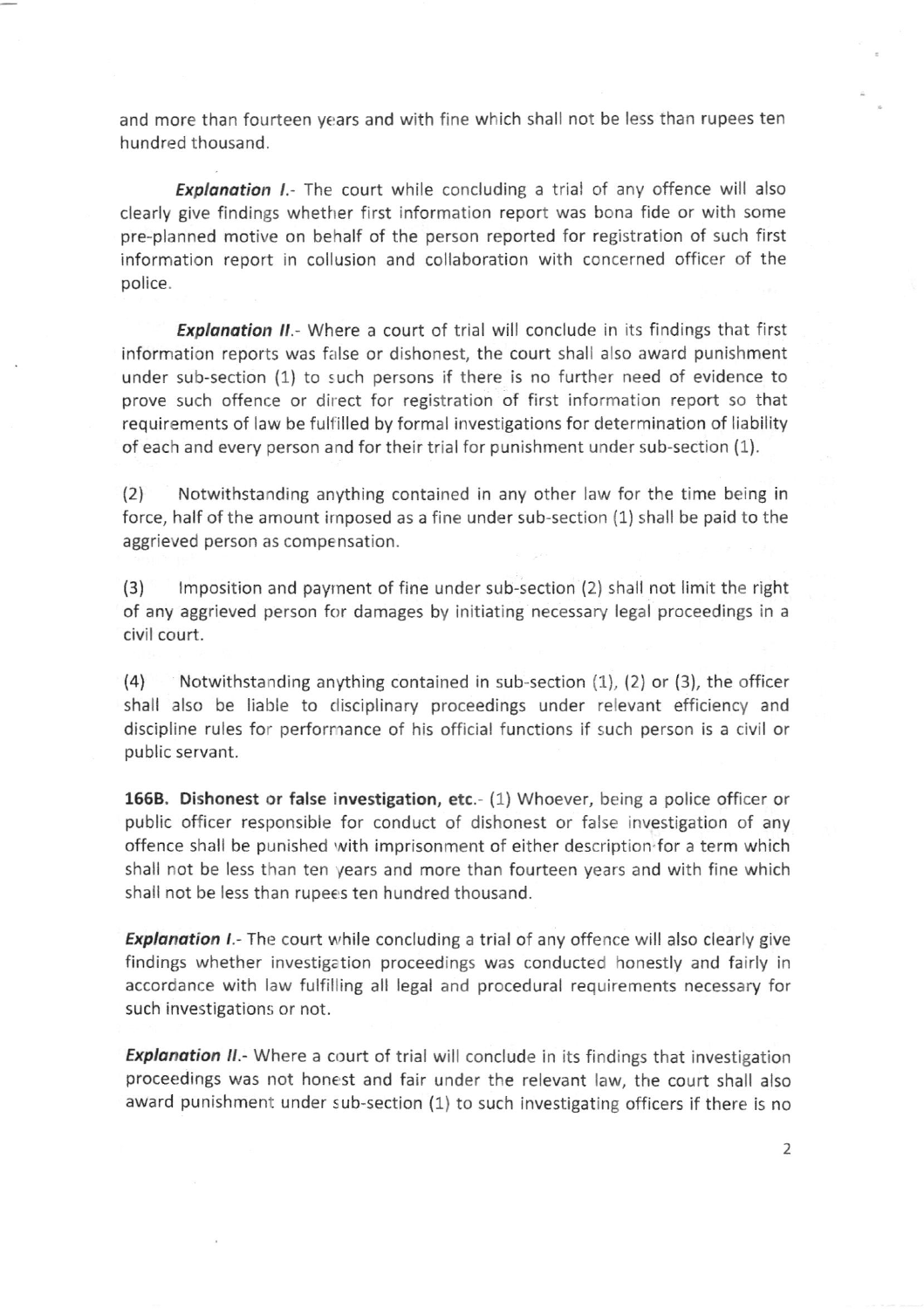and more than fourteen years and with fine which shall not be less than rupees ten hundred thousand.

***Explanation I.***- The court while concluding a trial of any offence will also clearly give findings whether first information report was bona fide or with some pre-planned motive on behalf of the person reported for registration of such first information report in collusion and collaboration with concerned officer of the police.

***Explanation II.***- Where a court of trial will conclude in its findings that first information reports was false or dishonest, the court shall also award punishment under sub-section (1) to such persons if there is no further need of evidence to prove such offence or direct for registration of first information report so that requirements of law be fulfilled by formal investigations for determination of liability of each and every person and for their trial for punishment under sub-section (1).

(2) Notwithstanding anything contained in any other law for the time being in force, half of the amount imposed as a fine under sub-section (1) shall be paid to the aggrieved person as compensation.

(3) Imposition and payment of fine under sub-section (2) shall not limit the right of any aggrieved person for damages by initiating necessary legal proceedings in a civil court.

(4) Notwithstanding anything contained in sub-section (1), (2) or (3), the officer shall also be liable to disciplinary proceedings under relevant efficiency and discipline rules for performance of his official functions if such person is a civil or public servant.

**166B. Dishonest or false investigation, etc.**- (1) Whoever, being a police officer or public officer responsible for conduct of dishonest or false investigation of any offence shall be punished with imprisonment of either description for a term which shall not be less than ten years and more than fourteen years and with fine which shall not be less than rupees ten hundred thousand.

***Explanation I.***- The court while concluding a trial of any offence will also clearly give findings whether investigation proceedings was conducted honestly and fairly in accordance with law fulfilling all legal and procedural requirements necessary for such investigations or not.

***Explanation II.***- Where a court of trial will conclude in its findings that investigation proceedings was not honest and fair under the relevant law, the court shall also award punishment under sub-section (1) to such investigating officers if there is no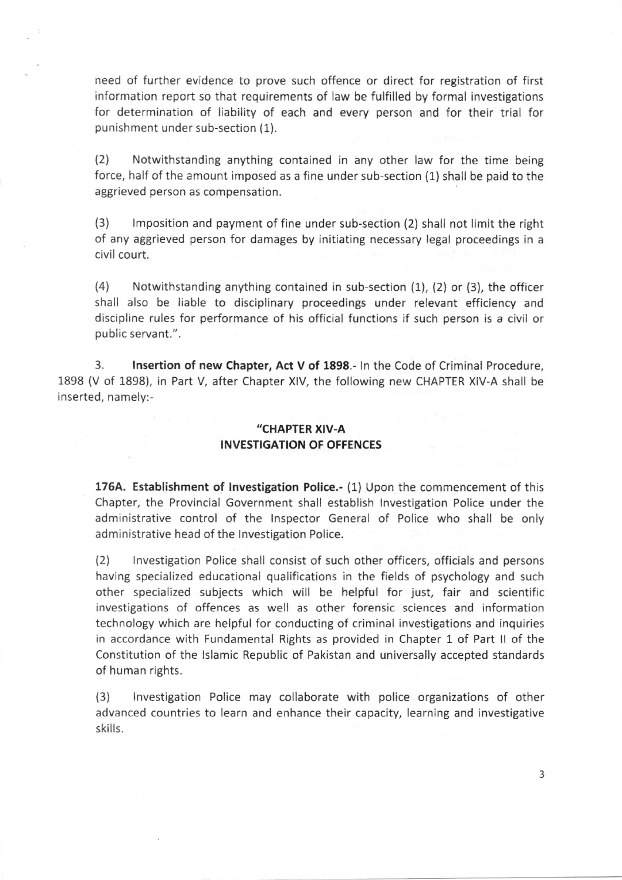need of further evidence to prove such offence or direct for registration of first information report so that requirements of law be fulfilled by formal investigations for determination of liability of each and every person and for their trial for punishment under sub-section (1).

(2) Notwithstanding anything contained in any other law for the time being force, half of the amount imposed as a fine under sub-section (1) shall be paid to the aggrieved person as compensation.

(3) Imposition and payment of fine under sub-section (2) shall not limit the right of any aggrieved person for damages by initiating necessary legal proceedings in a civil court.

(4) Notwithstanding anything contained in sub-section (1), (2) or (3), the officer shall also be liable to disciplinary proceedings under relevant efficiency and discipline rules for performance of his official functions if such person is a civil or public servant.".

3. **Insertion of new Chapter, Act V of 1898.**- In the Code of Criminal Procedure, 1898 (V of 1898), in Part V, after Chapter XIV, the following new CHAPTER XIV-A shall be inserted, namely:-

**"CHAPTER XIV-A**
**INVESTIGATION OF OFFENCES**

**176A. Establishment of Investigation Police.**- (1) Upon the commencement of this Chapter, the Provincial Government shall establish Investigation Police under the administrative control of the Inspector General of Police who shall be only administrative head of the Investigation Police.

(2) Investigation Police shall consist of such other officers, officials and persons having specialized educational qualifications in the fields of psychology and such other specialized subjects which will be helpful for just, fair and scientific investigations of offences as well as other forensic sciences and information technology which are helpful for conducting of criminal investigations and inquiries in accordance with Fundamental Rights as provided in Chapter 1 of Part II of the Constitution of the Islamic Republic of Pakistan and universally accepted standards of human rights.

(3) Investigation Police may collaborate with police organizations of other advanced countries to learn and enhance their capacity, learning and investigative skills.